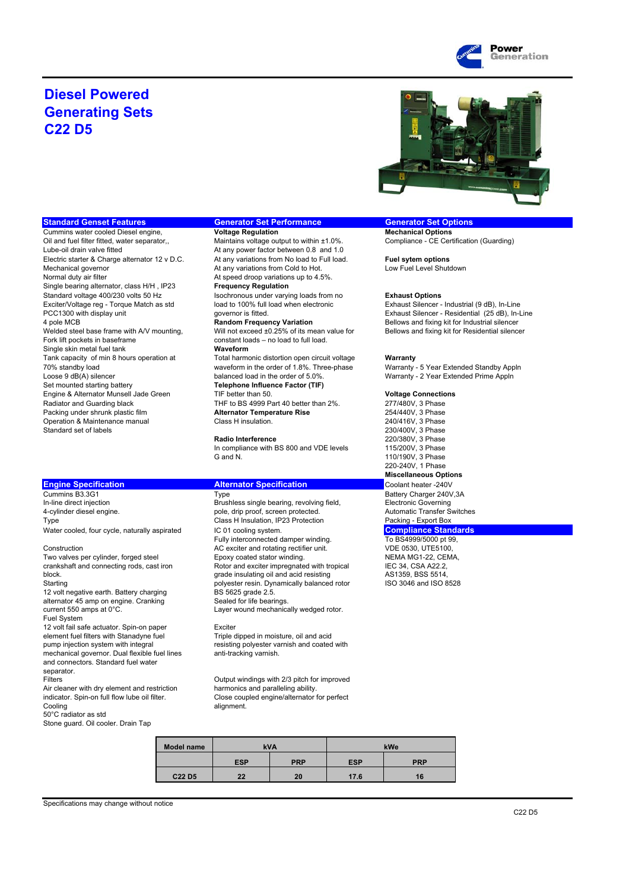# Diesel Powered Generating Sets C22 D5

## Standard Genset Features

Cummins water cooled Diesel engine,
Oil and fuel filter fitted, water separator,,
Lube-oil drain valve fitted
Electric starter & Charge alternator 12 v D.C.
Mechanical governor
Normal duty air filter
Single bearing alternator, class H/H , IP23
Standard voltage 400/230 volts 50 Hz
Exciter/Voltage reg - Torque Match as std
PCC1300 with display unit
4 pole MCB
Welded steel base frame with A/V mounting,
Fork lift pockets in baseframe
Single skin metal fuel tank
Tank capacity of min 8 hours operation at 70% standby load
Loose 9 dB(A) silencer
Set mounted starting battery
Engine & Alternator Munsell Jade Green
Radiator and Guarding black
Packing under shrunk plastic film
Operation & Maintenance manual
Standard set of labels

## Generator Set Performance

**Voltage Regulation**
Maintains voltage output to within ±1.0%.
At any power factor between 0.8 and 1.0
At any variations from No load to Full load.
At any variations from Cold to Hot.
At speed droop variations up to 4.5%.

**Frequency Regulation**
Isochronous under varying loads from no load to 100% full load when electronic governor is fitted.

**Random Frequency Variation**
Will not exceed ±0.25% of its mean value for constant loads – no load to full load.

**Waveform**
Total harmonic distortion open circuit voltage waveform in the order of 1.8%. Three-phase balanced load in the order of 5.0%.

**Telephone Influence Factor (TIF)**
TIF better than 50.
THF to BS 4999 Part 40 better than 2%.

**Alternator Temperature Rise**
Class H insulation.

**Radio Interference**
In compliance with BS 800 and VDE levels G and N.

## Generator Set Options

**Mechanical Options**
Compliance - CE Certification (Guarding)

**Fuel sytem options**
Low Fuel Level Shutdown

**Exhaust Options**
Exhaust Silencer - Industrial (9 dB), In-Line
Exhaust Silencer - Residential (25 dB), In-Line
Bellows and fixing kit for Industrial silencer
Bellows and fixing kit for Residential silencer

**Warranty**
Warranty - 5 Year Extended Standby Appln
Warranty - 2 Year Extended Prime Appln

**Voltage Connections**
277/480V, 3 Phase
254/440V, 3 Phase
240/416V, 3 Phase
230/400V, 3 Phase
220/380V, 3 Phase
115/200V, 3 Phase
110/190V, 3 Phase
220-240V, 1 Phase

**Miscellaneous Options**
Coolant heater -240V
Battery Charger 240V,3A
Electronic Governing
Automatic Transfer Switches
Packing - Export Box

## Compliance Standards

To BS4999/5000 pt 99,
VDE 0530, UTE5100,
NEMA MG1-22, CEMA,
IEC 34, CSA A22.2,
AS1359, BSS 5514,
ISO 3046 and ISO 8528

## Engine Specification

Cummins B3.3G1
In-line direct injection
4-cylinder diesel engine.

Type
Water cooled, four cycle, naturally aspirated

Construction
Two valves per cylinder, forged steel crankshaft and connecting rods, cast iron block.

Starting
12 volt negative earth. Battery charging alternator 45 amp on engine. Cranking current 550 amps at 0°C.

Fuel System
12 volt fail safe actuator. Spin-on paper element fuel filters with Stanadyne fuel pump injection system with integral mechanical governor. Dual flexible fuel lines and connectors. Standard fuel water separator.

Filters
Air cleaner with dry element and restriction indicator. Spin-on full flow lube oil filter.

Cooling
50°C radiator as std
Stone guard. Oil cooler. Drain Tap

## Alternator Specification

Type
Brushless single bearing, revolving field, pole, drip proof, screen protected.
Class H Insulation, IP23 Protection
IC 01 cooling system.
Fully interconnected damper winding.
AC exciter and rotating rectifier unit.
Epoxy coated stator winding.
Rotor and exciter impregnated with tropical grade insulating oil and acid resisting polyester resin. Dynamically balanced rotor BS 5625 grade 2.5.
Sealed for life bearings.
Layer wound mechanically wedged rotor.

Exciter
Triple dipped in moisture, oil and acid resisting polyester varnish and coated with anti-tracking varnish.

Output windings with 2/3 pitch for improved harmonics and paralleling ability.
Close coupled engine/alternator for perfect alignment.

| Model name | kVA | | kWe | |
|---|---|---|---|---|
| | ESP | PRP | ESP | PRP |
| C22 D5 | 22 | 20 | 17.6 | 16 |

Specifications may change without notice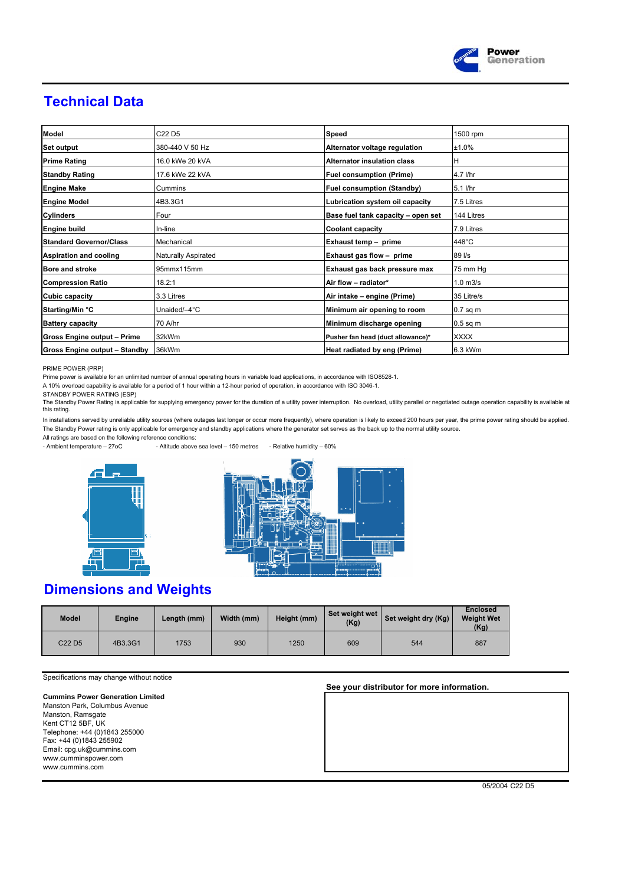# Technical Data

| | | | |
|---|---|---|---|
| **Model** | C22 D5 | **Speed** | 1500 rpm |
| **Set output** | 380-440 V 50 Hz | **Alternator voltage regulation** | ±1.0% |
| **Prime Rating** | 16.0 kWe 20 kVA | **Alternator insulation class** | H |
| **Standby Rating** | 17.6 kWe 22 kVA | **Fuel consumption (Prime)** | 4.7 l/hr |
| **Engine Make** | Cummins | **Fuel consumption (Standby)** | 5.1 l/hr |
| **Engine Model** | 4B3.3G1 | **Lubrication system oil capacity** | 7.5 Litres |
| **Cylinders** | Four | **Base fuel tank capacity – open set** | 144 Litres |
| **Engine build** | In-line | **Coolant capacity** | 7.9 Litres |
| **Standard Governor/Class** | Mechanical | **Exhaust temp – prime** | 448°C |
| **Aspiration and cooling** | Naturally Aspirated | **Exhaust gas flow – prime** | 89 l/s |
| **Bore and stroke** | 95mmx115mm | **Exhaust gas back pressure max** | 75 mm Hg |
| **Compression Ratio** | 18.2:1 | **Air flow – radiator*** | 1.0 m3/s |
| **Cubic capacity** | 3.3 Litres | **Air intake – engine (Prime)** | 35 Litre/s |
| **Starting/Min °C** | Unaided/–4°C | **Minimum air opening to room** | 0.7 sq m |
| **Battery capacity** | 70 A/hr | **Minimum discharge opening** | 0.5 sq m |
| **Gross Engine output – Prime** | 32kWm | **Pusher fan head (duct allowance)*** | XXXX |
| **Gross Engine output – Standby** | 36kWm | **Heat radiated by eng (Prime)** | 6.3 kWm |

PRIME POWER (PRP)

Prime power is available for an unlimited number of annual operating hours in variable load applications, in accordance with ISO8528-1.

A 10% overload capability is available for a period of 1 hour within a 12-hour period of operation, in accordance with ISO 3046-1.

STANDBY POWER RATING (ESP)

The Standby Power Rating is applicable for supplying emergency power for the duration of a utility power interruption. No overload, utility parallel or negotiated outage operation capability is available at this rating.

In installations served by unreliable utility sources (where outages last longer or occur more frequently), where operation is likely to exceed 200 hours per year, the prime power rating should be applied.

The Standby Power rating is only applicable for emergency and standby applications where the generator set serves as the back up to the normal utility source.

All ratings are based on the following reference conditions:

- Ambient temperature – 27oC - Altitude above sea level – 150 metres - Relative humidity – 60%

# Dimensions and Weights

| Model | Engine | Length (mm) | Width (mm) | Height (mm) | Set weight wet (Kg) | Set weight dry (Kg) | Enclosed Weight Wet (Kg) |
|---|---|---|---|---|---|---|---|
| C22 D5 | 4B3.3G1 | 1753 | 930 | 1250 | 609 | 544 | 887 |

Specifications may change without notice

**Cummins Power Generation Limited**
Manston Park, Columbus Avenue
Manston, Ramsgate
Kent CT12 5BF, UK
Telephone: +44 (0)1843 255000
Fax: +44 (0)1843 255902
Email: cpg.uk@cummins.com
www.cumminspower.com
www.cummins.com

**See your distributor for more information.**

05/2004 C22 D5